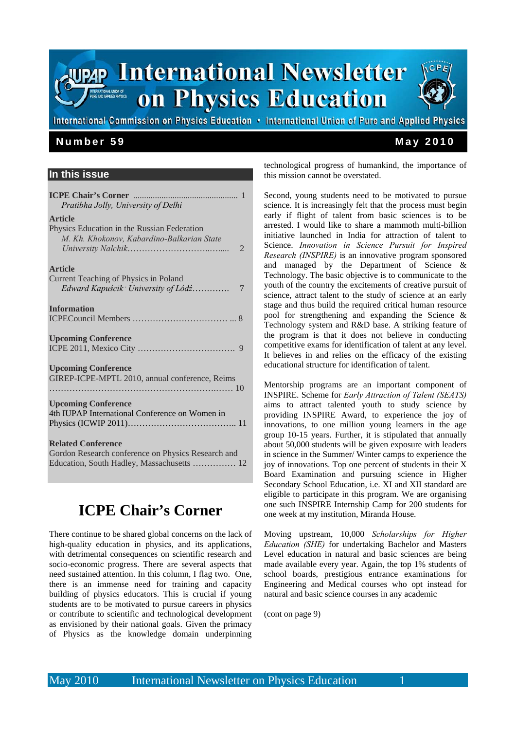# International Newsletter on Physics Education

International Commission on Physics Education • International Union of Pure and Applied Physics

**Number 59** **May 2010**

## In this issue

**ICPE Chair's Corner** .............................................. 1
*Pratibha Jolly, University of Delhi*

**Article**
Physics Education in the Russian Federation
*M. Kh. Khokonov, Kabardino-Balkarian State University Nalchik*.............................. 2

**Article**
Current Teaching of Physics in Poland
*Edward Kapuścik University of Łódź*............ 7

**Information**
ICPECouncil Members .............................. 8

**Upcoming Conference**
ICPE 2011, Mexico City .............................. 9

**Upcoming Conference**
GIREP-ICPE-MPTL 2010, annual conference, Reims ................................................................ 10

**Upcoming Conference**
4th IUPAP International Conference on Women in Physics (ICWIP 2011)................................. 11

**Related Conference**
Gordon Research conference on Physics Research and Education, South Hadley, Massachusetts .............. 12

# ICPE Chair's Corner

There continue to be shared global concerns on the lack of high-quality education in physics, and its applications, with detrimental consequences on scientific research and socio-economic progress. There are several aspects that need sustained attention. In this column, I flag two. One, there is an immense need for training and capacity building of physics educators. This is crucial if young students are to be motivated to pursue careers in physics or contribute to scientific and technological development as envisioned by their national goals. Given the primacy of Physics as the knowledge domain underpinning technological progress of humankind, the importance of this mission cannot be overstated.

Second, young students need to be motivated to pursue science. It is increasingly felt that the process must begin early if flight of talent from basic sciences is to be arrested. I would like to share a mammoth multi-billion initiative launched in India for attraction of talent to Science. *Innovation in Science Pursuit for Inspired Research (INSPIRE)* is an innovative program sponsored and managed by the Department of Science & Technology. The basic objective is to communicate to the youth of the country the excitements of creative pursuit of science, attract talent to the study of science at an early stage and thus build the required critical human resource pool for strengthening and expanding the Science & Technology system and R&D base. A striking feature of the program is that it does not believe in conducting competitive exams for identification of talent at any level. It believes in and relies on the efficacy of the existing educational structure for identification of talent.

Mentorship programs are an important component of INSPIRE. Scheme for *Early Attraction of Talent (SEATS)* aims to attract talented youth to study science by providing INSPIRE Award, to experience the joy of innovations, to one million young learners in the age group 10-15 years. Further, it is stipulated that annually about 50,000 students will be given exposure with leaders in science in the Summer/ Winter camps to experience the joy of innovations. Top one percent of students in their X Board Examination and pursuing science in Higher Secondary School Education, i.e. XI and XII standard are eligible to participate in this program. We are organising one such INSPIRE Internship Camp for 200 students for one week at my institution, Miranda House.

Moving upstream, 10,000 *Scholarships for Higher Education (SHE)* for undertaking Bachelor and Masters Level education in natural and basic sciences are being made available every year. Again, the top 1% students of school boards, prestigious entrance examinations for Engineering and Medical courses who opt instead for natural and basic science courses in any academic

(cont on page 9)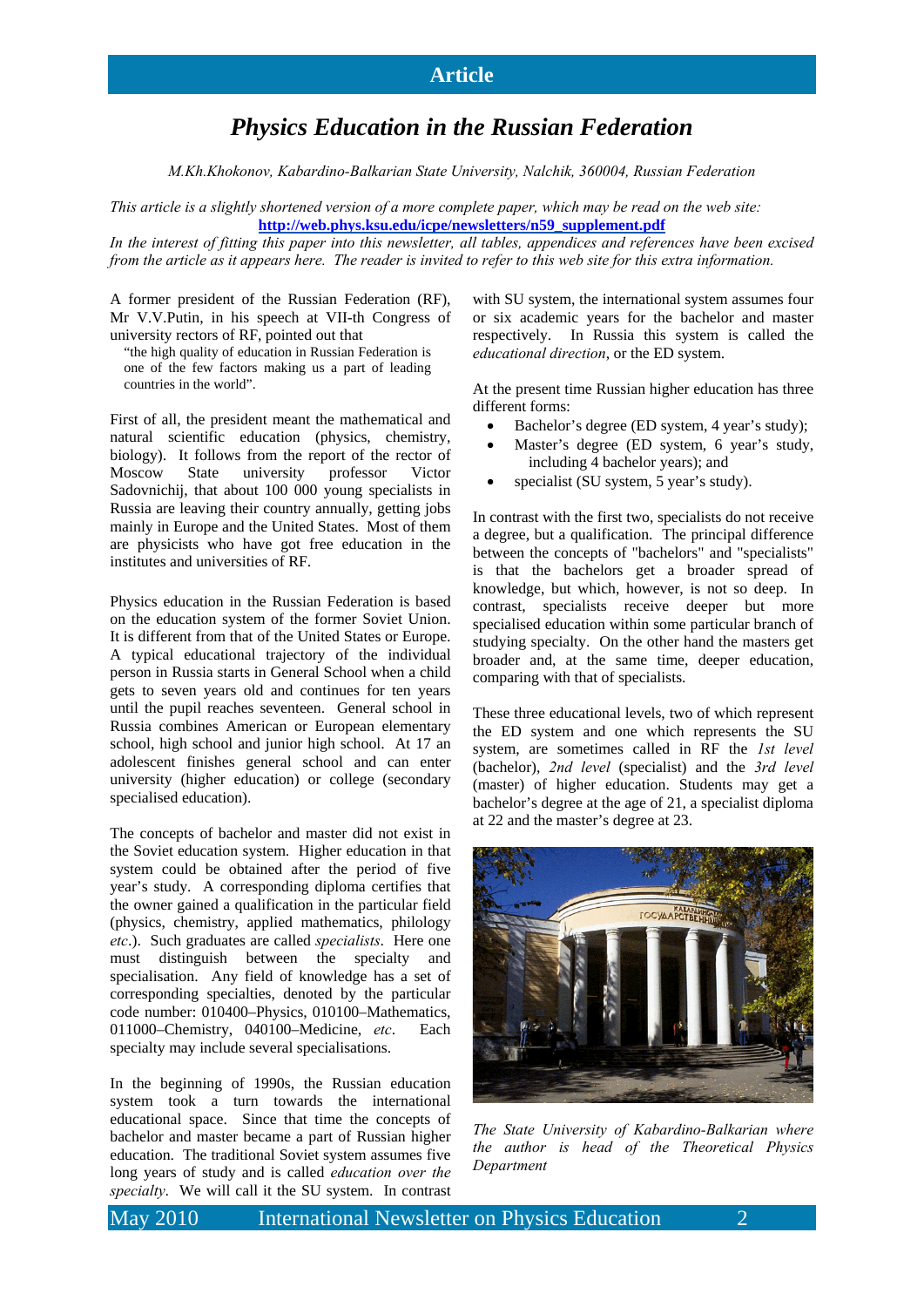## Article

# *Physics Education in the Russian Federation*

*M.Kh.Khokonov, Kabardino-Balkarian State University, Nalchik, 360004, Russian Federation*

*This article is a slightly shortened version of a more complete paper, which may be read on the web site:* **http://web.phys.ksu.edu/icpe/newsletters/n59_supplement.pdf**
*In the interest of fitting this paper into this newsletter, all tables, appendices and references have been excised from the article as it appears here. The reader is invited to refer to this web site for this extra information.*

A former president of the Russian Federation (RF), Mr V.V.Putin, in his speech at VII-th Congress of university rectors of RF, pointed out that

> "the high quality of education in Russian Federation is one of the few factors making us a part of leading countries in the world".

First of all, the president meant the mathematical and natural scientific education (physics, chemistry, biology). It follows from the report of the rector of Moscow State university professor Victor Sadovnichij, that about 100 000 young specialists in Russia are leaving their country annually, getting jobs mainly in Europe and the United States. Most of them are physicists who have got free education in the institutes and universities of RF.

Physics education in the Russian Federation is based on the education system of the former Soviet Union. It is different from that of the United States or Europe. A typical educational trajectory of the individual person in Russia starts in General School when a child gets to seven years old and continues for ten years until the pupil reaches seventeen. General school in Russia combines American or European elementary school, high school and junior high school. At 17 an adolescent finishes general school and can enter university (higher education) or college (secondary specialised education).

The concepts of bachelor and master did not exist in the Soviet education system. Higher education in that system could be obtained after the period of five year's study. A corresponding diploma certifies that the owner gained a qualification in the particular field (physics, chemistry, applied mathematics, philology *etc*.). Such graduates are called *specialists*. Here one must distinguish between the specialty and specialisation. Any field of knowledge has a set of corresponding specialties, denoted by the particular code number: 010400–Physics, 010100–Mathematics, 011000–Chemistry, 040100–Medicine, *etc*. Each specialty may include several specialisations.

In the beginning of 1990s, the Russian education system took a turn towards the international educational space. Since that time the concepts of bachelor and master became a part of Russian higher education. The traditional Soviet system assumes five long years of study and is called *education over the specialty*. We will call it the SU system. In contrast with SU system, the international system assumes four or six academic years for the bachelor and master respectively. In Russia this system is called the *educational direction*, or the ED system.

At the present time Russian higher education has three different forms:

- Bachelor's degree (ED system, 4 year's study);
- Master's degree (ED system, 6 year's study, including 4 bachelor years); and
- specialist (SU system, 5 year's study).

In contrast with the first two, specialists do not receive a degree, but a qualification. The principal difference between the concepts of "bachelors" and "specialists" is that the bachelors get a broader spread of knowledge, but which, however, is not so deep. In contrast, specialists receive deeper but more specialised education within some particular branch of studying specialty. On the other hand the masters get broader and, at the same time, deeper education, comparing with that of specialists.

These three educational levels, two of which represent the ED system and one which represents the SU system, are sometimes called in RF the *1st level* (bachelor), *2nd level* (specialist) and the *3rd level* (master) of higher education. Students may get a bachelor's degree at the age of 21, a specialist diploma at 22 and the master's degree at 23.

*The State University of Kabardino-Balkarian where the author is head of the Theoretical Physics Department*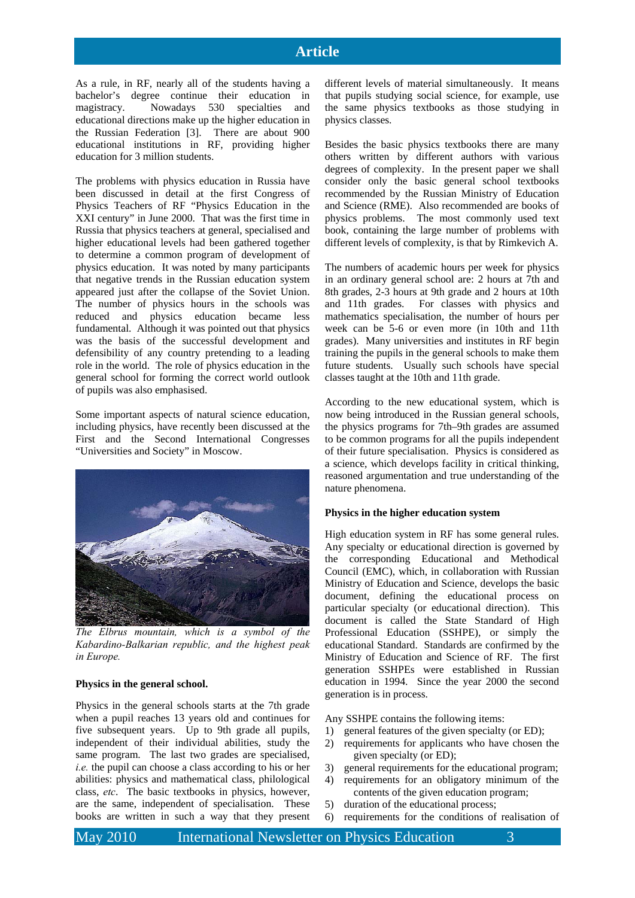As a rule, in RF, nearly all of the students having a bachelor's degree continue their education in magistracy. Nowadays 530 specialties and educational directions make up the higher education in the Russian Federation [3]. There are about 900 educational institutions in RF, providing higher education for 3 million students.

The problems with physics education in Russia have been discussed in detail at the first Congress of Physics Teachers of RF "Physics Education in the XXI century" in June 2000. That was the first time in Russia that physics teachers at general, specialised and higher educational levels had been gathered together to determine a common program of development of physics education. It was noted by many participants that negative trends in the Russian education system appeared just after the collapse of the Soviet Union. The number of physics hours in the schools was reduced and physics education became less fundamental. Although it was pointed out that physics was the basis of the successful development and defensibility of any country pretending to a leading role in the world. The role of physics education in the general school for forming the correct world outlook of pupils was also emphasised.

Some important aspects of natural science education, including physics, have recently been discussed at the First and the Second International Congresses "Universities and Society" in Moscow.

*The Elbrus mountain, which is a symbol of the Kabardino-Balkarian republic, and the highest peak in Europe.*

**Physics in the general school.**

Physics in the general schools starts at the 7th grade when a pupil reaches 13 years old and continues for five subsequent years. Up to 9th grade all pupils, independent of their individual abilities, study the same program. The last two grades are specialised, *i.e.* the pupil can choose a class according to his or her abilities: physics and mathematical class, philological class, *etc*. The basic textbooks in physics, however, are the same, independent of specialisation. These books are written in such a way that they present different levels of material simultaneously. It means that pupils studying social science, for example, use the same physics textbooks as those studying in physics classes.

Besides the basic physics textbooks there are many others written by different authors with various degrees of complexity. In the present paper we shall consider only the basic general school textbooks recommended by the Russian Ministry of Education and Science (RME). Also recommended are books of physics problems. The most commonly used text book, containing the large number of problems with different levels of complexity, is that by Rimkevich A.

The numbers of academic hours per week for physics in an ordinary general school are: 2 hours at 7th and 8th grades, 2-3 hours at 9th grade and 2 hours at 10th and 11th grades. For classes with physics and mathematics specialisation, the number of hours per week can be 5-6 or even more (in 10th and 11th grades). Many universities and institutes in RF begin training the pupils in the general schools to make them future students. Usually such schools have special classes taught at the 10th and 11th grade.

According to the new educational system, which is now being introduced in the Russian general schools, the physics programs for 7th–9th grades are assumed to be common programs for all the pupils independent of their future specialisation. Physics is considered as a science, which develops facility in critical thinking, reasoned argumentation and true understanding of the nature phenomena.

**Physics in the higher education system**

High education system in RF has some general rules. Any specialty or educational direction is governed by the corresponding Educational and Methodical Council (EMC), which, in collaboration with Russian Ministry of Education and Science, develops the basic document, defining the educational process on particular specialty (or educational direction). This document is called the State Standard of High Professional Education (SSHPE), or simply the educational Standard. Standards are confirmed by the Ministry of Education and Science of RF. The first generation SSHPEs were established in Russian education in 1994. Since the year 2000 the second generation is in process.

Any SSHPE contains the following items:

1) general features of the given specialty (or ED);
2) requirements for applicants who have chosen the given specialty (or ED);
3) general requirements for the educational program;
4) requirements for an obligatory minimum of the contents of the given education program;
5) duration of the educational process;
6) requirements for the conditions of realisation of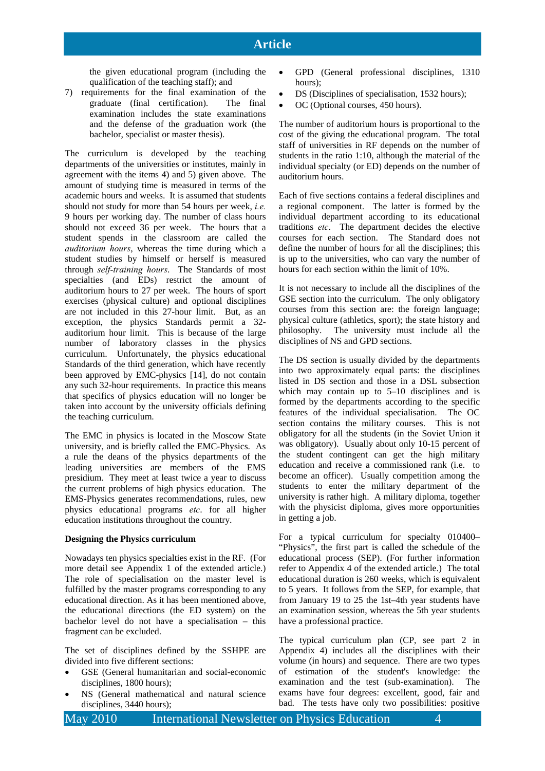the given educational program (including the qualification of the teaching staff); and

7) requirements for the final examination of the graduate (final certification). The final examination includes the state examinations and the defense of the graduation work (the bachelor, specialist or master thesis).

The curriculum is developed by the teaching departments of the universities or institutes, mainly in agreement with the items 4) and 5) given above. The amount of studying time is measured in terms of the academic hours and weeks. It is assumed that students should not study for more than 54 hours per week, *i.e.* 9 hours per working day. The number of class hours should not exceed 36 per week. The hours that a student spends in the classroom are called the *auditorium hours*, whereas the time during which a student studies by himself or herself is measured through *self-training hours*. The Standards of most specialties (and EDs) restrict the amount of auditorium hours to 27 per week. The hours of sport exercises (physical culture) and optional disciplines are not included in this 27-hour limit. But, as an exception, the physics Standards permit a 32-auditorium hour limit. This is because of the large number of laboratory classes in the physics curriculum. Unfortunately, the physics educational Standards of the third generation, which have recently been approved by EMC-physics [14], do not contain any such 32-hour requirements. In practice this means that specifics of physics education will no longer be taken into account by the university officials defining the teaching curriculum.

The EMC in physics is located in the Moscow State university, and is briefly called the EMC-Physics. As a rule the deans of the physics departments of the leading universities are members of the EMS presidium. They meet at least twice a year to discuss the current problems of high physics education. The EMS-Physics generates recommendations, rules, new physics educational programs *etc*. for all higher education institutions throughout the country.

### Designing the Physics curriculum

Nowadays ten physics specialties exist in the RF. (For more detail see Appendix 1 of the extended article.) The role of specialisation on the master level is fulfilled by the master programs corresponding to any educational direction. As it has been mentioned above, the educational directions (the ED system) on the bachelor level do not have a specialisation – this fragment can be excluded.

The set of disciplines defined by the SSHPE are divided into five different sections:

- GSE (General humanitarian and social-economic disciplines, 1800 hours);
- NS (General mathematical and natural science disciplines, 3440 hours);
- GPD (General professional disciplines, 1310 hours);
- DS (Disciplines of specialisation, 1532 hours);
- OC (Optional courses, 450 hours).

The number of auditorium hours is proportional to the cost of the giving the educational program. The total staff of universities in RF depends on the number of students in the ratio 1:10, although the material of the individual specialty (or ED) depends on the number of auditorium hours.

Each of five sections contains a federal disciplines and a regional component. The latter is formed by the individual department according to its educational traditions *etc*. The department decides the elective courses for each section. The Standard does not define the number of hours for all the disciplines; this is up to the universities, who can vary the number of hours for each section within the limit of 10%.

It is not necessary to include all the disciplines of the GSE section into the curriculum. The only obligatory courses from this section are: the foreign language; physical culture (athletics, sport); the state history and philosophy. The university must include all the disciplines of NS and GPD sections.

The DS section is usually divided by the departments into two approximately equal parts: the disciplines listed in DS section and those in a DSL subsection which may contain up to 5–10 disciplines and is formed by the departments according to the specific features of the individual specialisation. The OC section contains the military courses. This is not obligatory for all the students (in the Soviet Union it was obligatory). Usually about only 10-15 percent of the student contingent can get the high military education and receive a commissioned rank (i.e. to become an officer). Usually competition among the students to enter the military department of the university is rather high. A military diploma, together with the physicist diploma, gives more opportunities in getting a job.

For a typical curriculum for specialty 010400–"Physics", the first part is called the schedule of the educational process (SEP). (For further information refer to Appendix 4 of the extended article.) The total educational duration is 260 weeks, which is equivalent to 5 years. It follows from the SEP, for example, that from January 19 to 25 the 1st–4th year students have an examination session, whereas the 5th year students have a professional practice.

The typical curriculum plan (CP, see part 2 in Appendix 4) includes all the disciplines with their volume (in hours) and sequence. There are two types of estimation of the student's knowledge: the examination and the test (sub-examination). The exams have four degrees: excellent, good, fair and bad. The tests have only two possibilities: positive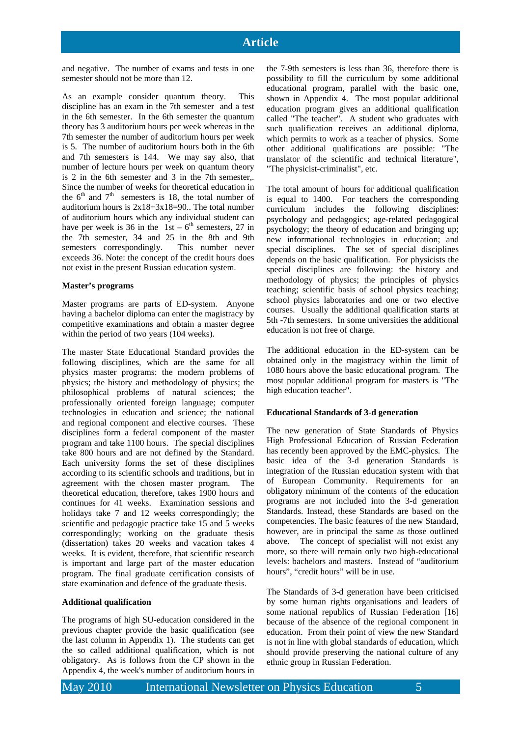and negative. The number of exams and tests in one semester should not be more than 12.

As an example consider quantum theory. This discipline has an exam in the 7th semester and a test in the 6th semester. In the 6th semester the quantum theory has 3 auditorium hours per week whereas in the 7th semester the number of auditorium hours per week is 5. The number of auditorium hours both in the 6th and 7th semesters is 144. We may say also, that number of lecture hours per week on quantum theory is 2 in the 6th semester and 3 in the 7th semester,. Since the number of weeks for theoretical education in the 6th and 7th semesters is 18, the total number of auditorium hours is 2x18+3x18=90.. The total number of auditorium hours which any individual student can have per week is 36 in the 1st – 6th semesters, 27 in the 7th semester, 34 and 25 in the 8th and 9th semesters correspondingly. This number never exceeds 36. Note: the concept of the credit hours does not exist in the present Russian education system.

#### Master's programs

Master programs are parts of ED-system. Anyone having a bachelor diploma can enter the magistracy by competitive examinations and obtain a master degree within the period of two years (104 weeks).

The master State Educational Standard provides the following disciplines, which are the same for all physics master programs: the modern problems of physics; the history and methodology of physics; the philosophical problems of natural sciences; the professionally oriented foreign language; computer technologies in education and science; the national and regional component and elective courses. These disciplines form a federal component of the master program and take 1100 hours. The special disciplines take 800 hours and are not defined by the Standard. Each university forms the set of these disciplines according to its scientific schools and traditions, but in agreement with the chosen master program. The theoretical education, therefore, takes 1900 hours and continues for 41 weeks. Examination sessions and holidays take 7 and 12 weeks correspondingly; the scientific and pedagogic practice take 15 and 5 weeks correspondingly; working on the graduate thesis (dissertation) takes 20 weeks and vacation takes 4 weeks. It is evident, therefore, that scientific research is important and large part of the master education program. The final graduate certification consists of state examination and defence of the graduate thesis.

#### Additional qualification

The programs of high SU-education considered in the previous chapter provide the basic qualification (see the last column in Appendix 1). The students can get the so called additional qualification, which is not obligatory. As is follows from the CP shown in the Appendix 4, the week's number of auditorium hours in the 7-9th semesters is less than 36, therefore there is possibility to fill the curriculum by some additional educational program, parallel with the basic one, shown in Appendix 4. The most popular additional education program gives an additional qualification called "The teacher". A student who graduates with such qualification receives an additional diploma, which permits to work as a teacher of physics. Some other additional qualifications are possible: "The translator of the scientific and technical literature", "The physicist-criminalist", etc.

The total amount of hours for additional qualification is equal to 1400. For teachers the corresponding curriculum includes the following disciplines: psychology and pedagogics; age-related pedagogical psychology; the theory of education and bringing up; new informational technologies in education; and special disciplines. The set of special disciplines depends on the basic qualification. For physicists the special disciplines are following: the history and methodology of physics; the principles of physics teaching; scientific basis of school physics teaching; school physics laboratories and one or two elective courses. Usually the additional qualification starts at 5th -7th semesters. In some universities the additional education is not free of charge.

The additional education in the ED-system can be obtained only in the magistracy within the limit of 1080 hours above the basic educational program. The most popular additional program for masters is "The high education teacher".

#### Educational Standards of 3-d generation

The new generation of State Standards of Physics High Professional Education of Russian Federation has recently been approved by the EMC-physics. The basic idea of the 3-d generation Standards is integration of the Russian education system with that of European Community. Requirements for an obligatory minimum of the contents of the education programs are not included into the 3-d generation Standards. Instead, these Standards are based on the competencies. The basic features of the new Standard, however, are in principal the same as those outlined above. The concept of specialist will not exist any more, so there will remain only two high-educational levels: bachelors and masters. Instead of "auditorium hours", "credit hours" will be in use.

The Standards of 3-d generation have been criticised by some human rights organisations and leaders of some national republics of Russian Federation [16] because of the absence of the regional component in education. From their point of view the new Standard is not in line with global standards of education, which should provide preserving the national culture of any ethnic group in Russian Federation.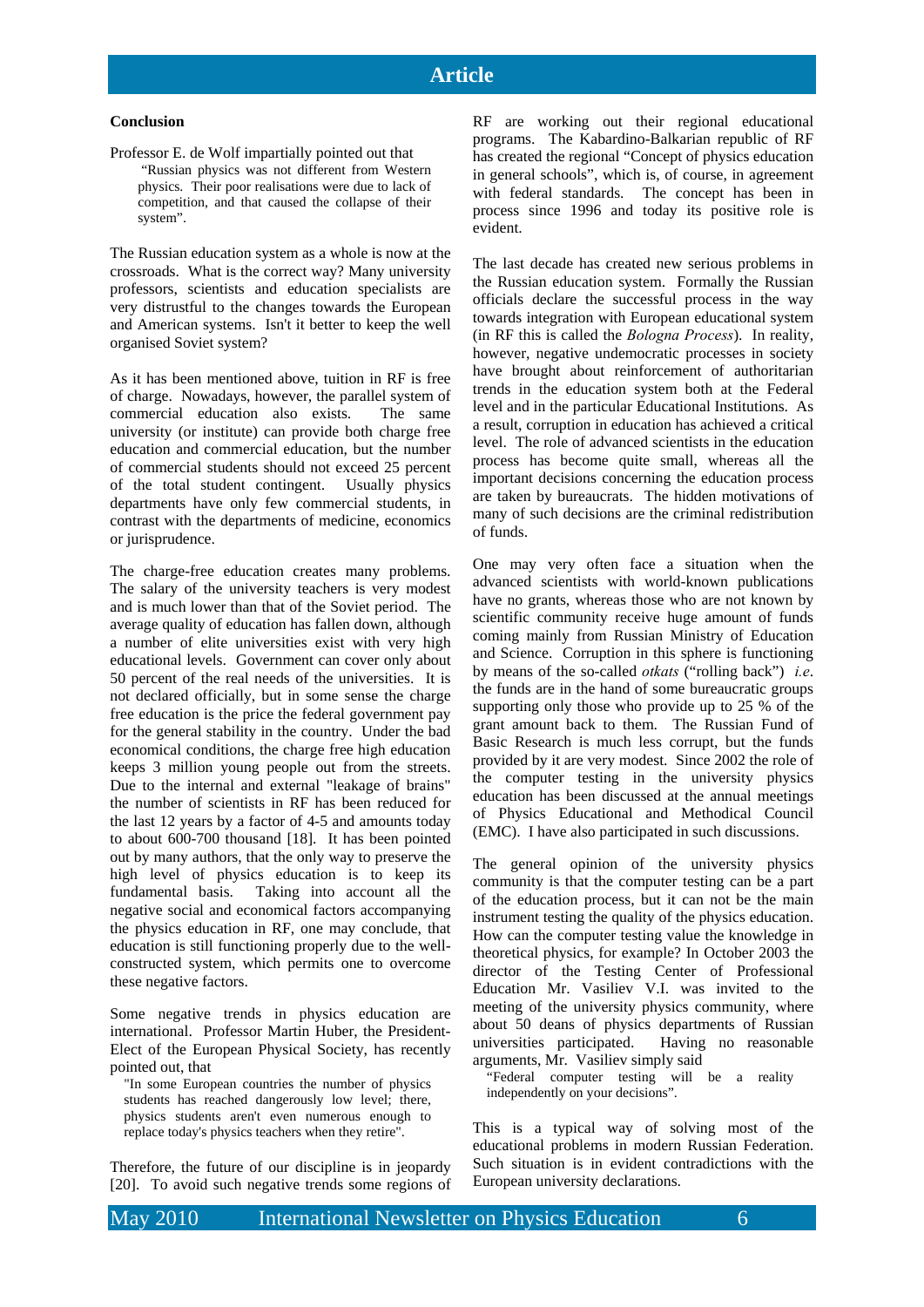**Conclusion**

Professor E. de Wolf impartially pointed out that

> "Russian physics was not different from Western physics. Their poor realisations were due to lack of competition, and that caused the collapse of their system".

The Russian education system as a whole is now at the crossroads. What is the correct way? Many university professors, scientists and education specialists are very distrustful to the changes towards the European and American systems. Isn't it better to keep the well organised Soviet system?

As it has been mentioned above, tuition in RF is free of charge. Nowadays, however, the parallel system of commercial education also exists. The same university (or institute) can provide both charge free education and commercial education, but the number of commercial students should not exceed 25 percent of the total student contingent. Usually physics departments have only few commercial students, in contrast with the departments of medicine, economics or jurisprudence.

The charge-free education creates many problems. The salary of the university teachers is very modest and is much lower than that of the Soviet period. The average quality of education has fallen down, although a number of elite universities exist with very high educational levels. Government can cover only about 50 percent of the real needs of the universities. It is not declared officially, but in some sense the charge free education is the price the federal government pay for the general stability in the country. Under the bad economical conditions, the charge free high education keeps 3 million young people out from the streets. Due to the internal and external "leakage of brains" the number of scientists in RF has been reduced for the last 12 years by a factor of 4-5 and amounts today to about 600-700 thousand [18]. It has been pointed out by many authors, that the only way to preserve the high level of physics education is to keep its fundamental basis. Taking into account all the negative social and economical factors accompanying the physics education in RF, one may conclude, that education is still functioning properly due to the well-constructed system, which permits one to overcome these negative factors.

Some negative trends in physics education are international. Professor Martin Huber, the President-Elect of the European Physical Society, has recently pointed out, that

> "In some European countries the number of physics students has reached dangerously low level; there, physics students aren't even numerous enough to replace today's physics teachers when they retire".

Therefore, the future of our discipline is in jeopardy [20]. To avoid such negative trends some regions of RF are working out their regional educational programs. The Kabardino-Balkarian republic of RF has created the regional "Concept of physics education in general schools", which is, of course, in agreement with federal standards. The concept has been in process since 1996 and today its positive role is evident.

The last decade has created new serious problems in the Russian education system. Formally the Russian officials declare the successful process in the way towards integration with European educational system (in RF this is called the *Bologna Process*). In reality, however, negative undemocratic processes in society have brought about reinforcement of authoritarian trends in the education system both at the Federal level and in the particular Educational Institutions. As a result, corruption in education has achieved a critical level. The role of advanced scientists in the education process has become quite small, whereas all the important decisions concerning the education process are taken by bureaucrats. The hidden motivations of many of such decisions are the criminal redistribution of funds.

One may very often face a situation when the advanced scientists with world-known publications have no grants, whereas those who are not known by scientific community receive huge amount of funds coming mainly from Russian Ministry of Education and Science. Corruption in this sphere is functioning by means of the so-called *otkats* ("rolling back") *i.e.* the funds are in the hand of some bureaucratic groups supporting only those who provide up to 25 % of the grant amount back to them. The Russian Fund of Basic Research is much less corrupt, but the funds provided by it are very modest. Since 2002 the role of the computer testing in the university physics education has been discussed at the annual meetings of Physics Educational and Methodical Council (EMC). I have also participated in such discussions.

The general opinion of the university physics community is that the computer testing can be a part of the education process, but it can not be the main instrument testing the quality of the physics education. How can the computer testing value the knowledge in theoretical physics, for example? In October 2003 the director of the Testing Center of Professional Education Mr. Vasiliev V.I. was invited to the meeting of the university physics community, where about 50 deans of physics departments of Russian universities participated. Having no reasonable arguments, Mr. Vasiliev simply said

> "Federal computer testing will be a reality independently on your decisions".

This is a typical way of solving most of the educational problems in modern Russian Federation. Such situation is in evident contradictions with the European university declarations.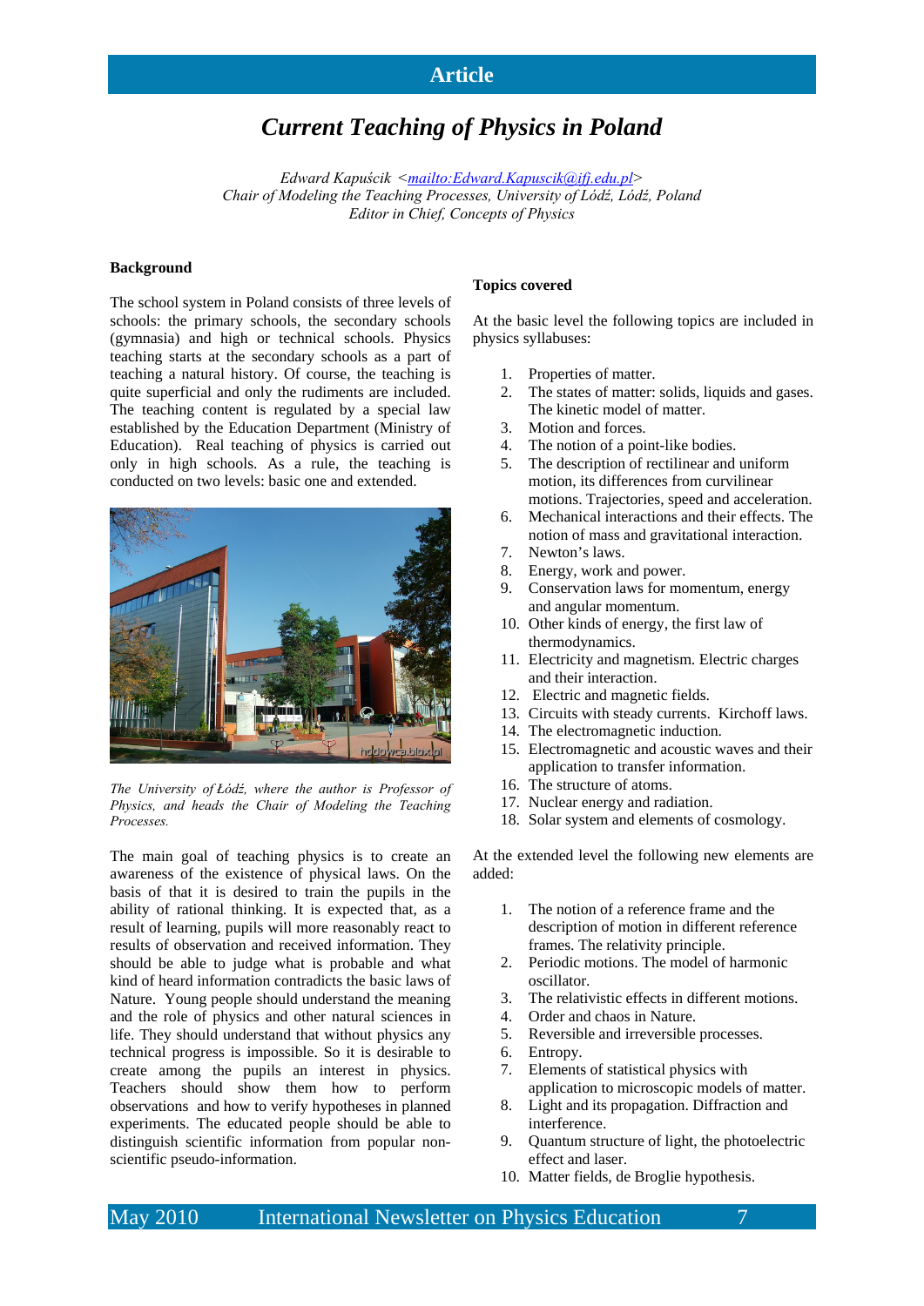# Current Teaching of Physics in Poland

*Edward Kapuścik <mailto:Edward.Kapuscik@ifj.edu.pl>*
*Chair of Modeling the Teaching Processes, University of Łódź, Łódź, Poland*
*Editor in Chief, Concepts of Physics*

**Background**

The school system in Poland consists of three levels of schools: the primary schools, the secondary schools (gymnasia) and high or technical schools. Physics teaching starts at the secondary schools as a part of teaching a natural history. Of course, the teaching is quite superficial and only the rudiments are included. The teaching content is regulated by a special law established by the Education Department (Ministry of Education). Real teaching of physics is carried out only in high schools. As a rule, the teaching is conducted on two levels: basic one and extended.

*The University of Łódź, where the author is Professor of Physics, and heads the Chair of Modeling the Teaching Processes.*

The main goal of teaching physics is to create an awareness of the existence of physical laws. On the basis of that it is desired to train the pupils in the ability of rational thinking. It is expected that, as a result of learning, pupils will more reasonably react to results of observation and received information. They should be able to judge what is probable and what kind of heard information contradicts the basic laws of Nature. Young people should understand the meaning and the role of physics and other natural sciences in life. They should understand that without physics any technical progress is impossible. So it is desirable to create among the pupils an interest in physics. Teachers should show them how to perform observations and how to verify hypotheses in planned experiments. The educated people should be able to distinguish scientific information from popular non-scientific pseudo-information.

**Topics covered**

At the basic level the following topics are included in physics syllabuses:

1. Properties of matter.
2. The states of matter: solids, liquids and gases. The kinetic model of matter.
3. Motion and forces.
4. The notion of a point-like bodies.
5. The description of rectilinear and uniform motion, its differences from curvilinear motions. Trajectories, speed and acceleration.
6. Mechanical interactions and their effects. The notion of mass and gravitational interaction.
7. Newton's laws.
8. Energy, work and power.
9. Conservation laws for momentum, energy and angular momentum.
10. Other kinds of energy, the first law of thermodynamics.
11. Electricity and magnetism. Electric charges and their interaction.
12. Electric and magnetic fields.
13. Circuits with steady currents. Kirchoff laws.
14. The electromagnetic induction.
15. Electromagnetic and acoustic waves and their application to transfer information.
16. The structure of atoms.
17. Nuclear energy and radiation.
18. Solar system and elements of cosmology.

At the extended level the following new elements are added:

1. The notion of a reference frame and the description of motion in different reference frames. The relativity principle.
2. Periodic motions. The model of harmonic oscillator.
3. The relativistic effects in different motions.
4. Order and chaos in Nature.
5. Reversible and irreversible processes.
6. Entropy.
7. Elements of statistical physics with application to microscopic models of matter.
8. Light and its propagation. Diffraction and interference.
9. Quantum structure of light, the photoelectric effect and laser.
10. Matter fields, de Broglie hypothesis.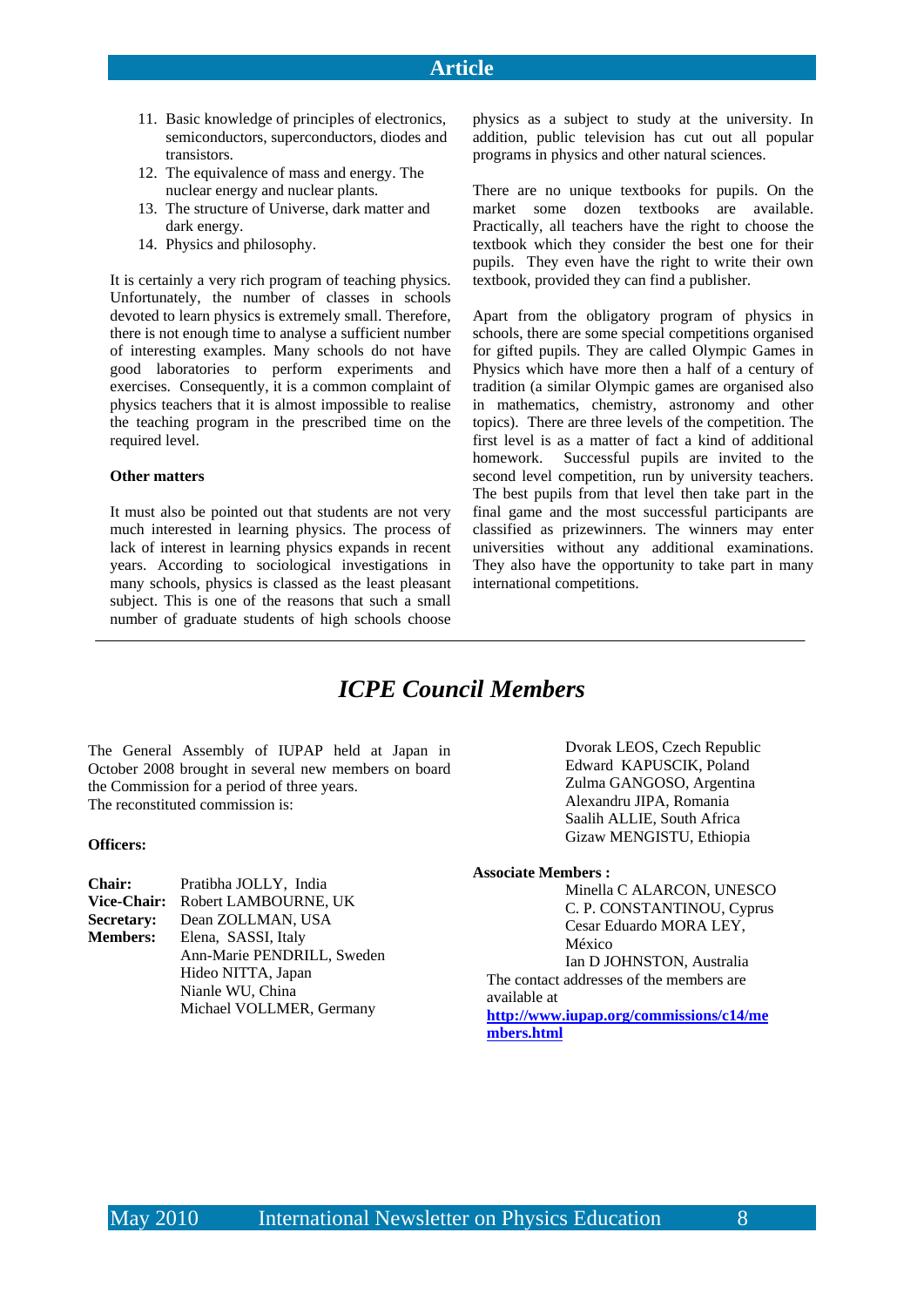11. Basic knowledge of principles of electronics, semiconductors, superconductors, diodes and transistors.
12. The equivalence of mass and energy. The nuclear energy and nuclear plants.
13. The structure of Universe, dark matter and dark energy.
14. Physics and philosophy.

It is certainly a very rich program of teaching physics. Unfortunately, the number of classes in schools devoted to learn physics is extremely small. Therefore, there is not enough time to analyse a sufficient number of interesting examples. Many schools do not have good laboratories to perform experiments and exercises. Consequently, it is a common complaint of physics teachers that it is almost impossible to realise the teaching program in the prescribed time on the required level.

**Other matters**

It must also be pointed out that students are not very much interested in learning physics. The process of lack of interest in learning physics expands in recent years. According to sociological investigations in many schools, physics is classed as the least pleasant subject. This is one of the reasons that such a small number of graduate students of high schools choose physics as a subject to study at the university. In addition, public television has cut out all popular programs in physics and other natural sciences.

There are no unique textbooks for pupils. On the market some dozen textbooks are available. Practically, all teachers have the right to choose the textbook which they consider the best one for their pupils. They even have the right to write their own textbook, provided they can find a publisher.

Apart from the obligatory program of physics in schools, there are some special competitions organised for gifted pupils. They are called Olympic Games in Physics which have more then a half of a century of tradition (a similar Olympic games are organised also in mathematics, chemistry, astronomy and other topics). There are three levels of the competition. The first level is as a matter of fact a kind of additional homework. Successful pupils are invited to the second level competition, run by university teachers. The best pupils from that level then take part in the final game and the most successful participants are classified as prizewinners. The winners may enter universities without any additional examinations. They also have the opportunity to take part in many international competitions.

---

# *ICPE Council Members*

The General Assembly of IUPAP held at Japan in October 2008 brought in several new members on board the Commission for a period of three years.
The reconstituted commission is:

**Officers:**

**Chair:** Pratibha JOLLY, India
**Vice-Chair:** Robert LAMBOURNE, UK
**Secretary:** Dean ZOLLMAN, USA
**Members:** Elena, SASSI, Italy
Ann-Marie PENDRILL, Sweden
Hideo NITTA, Japan
Nianle WU, China
Michael VOLLMER, Germany
Dvorak LEOS, Czech Republic
Edward KAPUSCIK, Poland
Zulma GANGOSO, Argentina
Alexandru JIPA, Romania
Saalih ALLIE, South Africa
Gizaw MENGISTU, Ethiopia

**Associate Members :**
Minella C ALARCON, UNESCO
C. P. CONSTANTINOU, Cyprus
Cesar Eduardo MORA LEY, México
Ian D JOHNSTON, Australia

The contact addresses of the members are available at
**http://www.iupap.org/commissions/c14/members.html**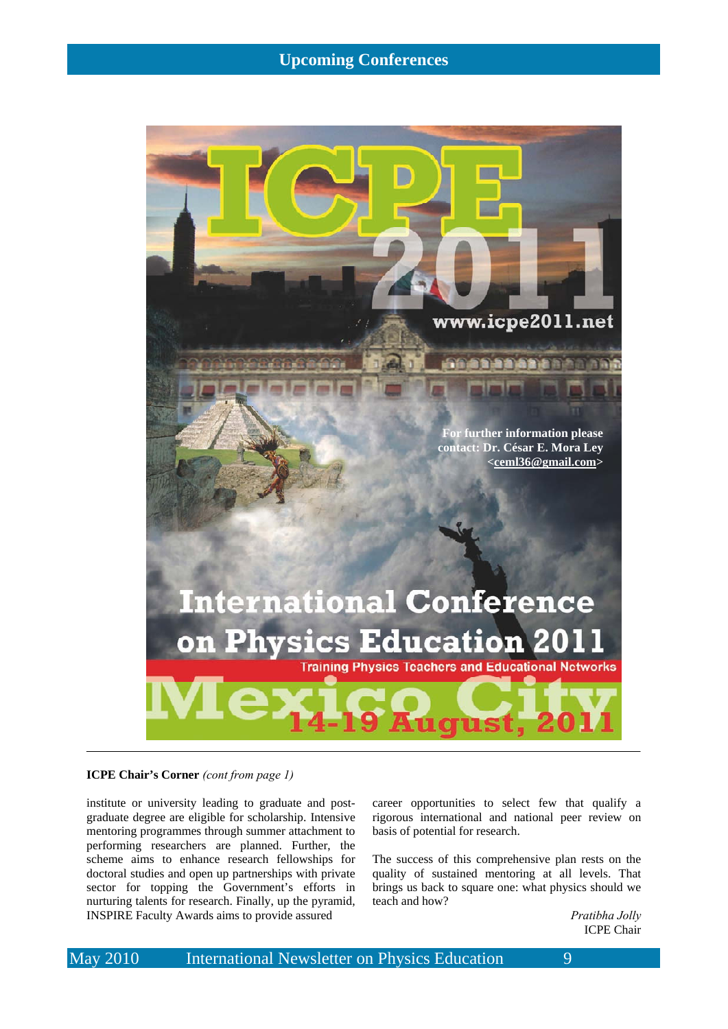## Upcoming Conferences

# ICPE 2011

www.icpe2011.net

For further information please contact: Dr. César E. Mora Ley <ceml36@gmail.com>

## International Conference on Physics Education 2011

Training Physics Teachers and Educational Networks

**Mexico City**

**14-19 August, 2011**

---

**ICPE Chair's Corner** *(cont from page 1)*

institute or university leading to graduate and post-graduate degree are eligible for scholarship. Intensive mentoring programmes through summer attachment to performing researchers are planned. Further, the scheme aims to enhance research fellowships for doctoral studies and open up partnerships with private sector for topping the Government's efforts in nurturing talents for research. Finally, up the pyramid, INSPIRE Faculty Awards aims to provide assured career opportunities to select few that qualify a rigorous international and national peer review on basis of potential for research.

The success of this comprehensive plan rests on the quality of sustained mentoring at all levels. That brings us back to square one: what physics should we teach and how?

*Pratibha Jolly*
ICPE Chair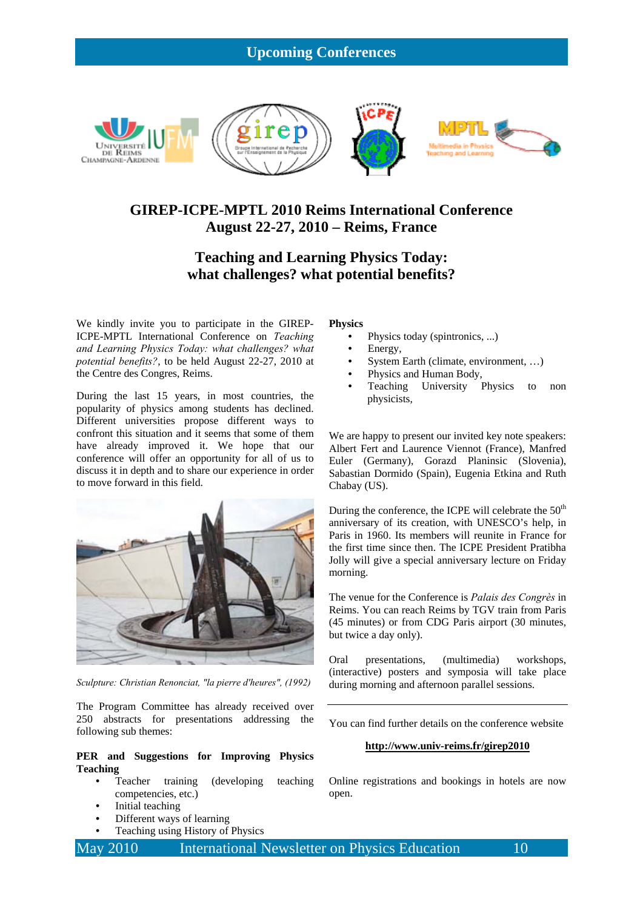## Upcoming Conferences

# GIREP-ICPE-MPTL 2010 Reims International Conference
# August 22-27, 2010 – Reims, France

## Teaching and Learning Physics Today: what challenges? what potential benefits?

We kindly invite you to participate in the GIREP-ICPE-MPTL International Conference on *Teaching and Learning Physics Today: what challenges? what potential benefits?*, to be held August 22-27, 2010 at the Centre des Congres, Reims.

During the last 15 years, in most countries, the popularity of physics among students has declined. Different universities propose different ways to confront this situation and it seems that some of them have already improved it. We hope that our conference will offer an opportunity for all of us to discuss it in depth and to share our experience in order to move forward in this field.

*Sculpture: Christian Renonciat, "la pierre d'heures", (1992)*

The Program Committee has already received over 250 abstracts for presentations addressing the following sub themes:

**PER and Suggestions for Improving Physics Teaching**

- Teacher training (developing teaching competencies, etc.)
- Initial teaching
- Different ways of learning
- Teaching using History of Physics

**Physics**

- Physics today (spintronics, ...)
- Energy,
- System Earth (climate, environment, …)
- Physics and Human Body,
- Teaching University Physics to non physicists,

We are happy to present our invited key note speakers: Albert Fert and Laurence Viennot (France), Manfred Euler (Germany), Gorazd Planinsic (Slovenia), Sabastian Dormido (Spain), Eugenia Etkina and Ruth Chabay (US).

During the conference, the ICPE will celebrate the 50th anniversary of its creation, with UNESCO's help, in Paris in 1960. Its members will reunite in France for the first time since then. The ICPE President Pratibha Jolly will give a special anniversary lecture on Friday morning.

The venue for the Conference is *Palais des Congrès* in Reims. You can reach Reims by TGV train from Paris (45 minutes) or from CDG Paris airport (30 minutes, but twice a day only).

Oral presentations, (multimedia) workshops, (interactive) posters and symposia will take place during morning and afternoon parallel sessions.

---

You can find further details on the conference website

**http://www.univ-reims.fr/girep2010**

Online registrations and bookings in hotels are now open.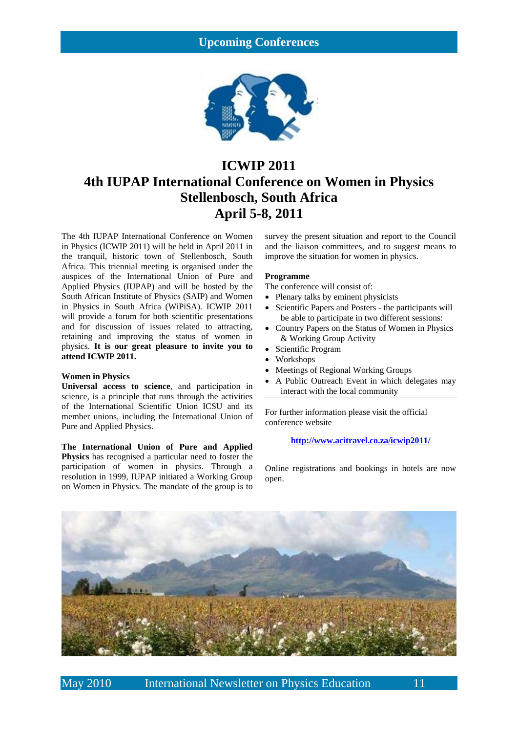## Upcoming Conferences

# ICWIP 2011
# 4th IUPAP International Conference on Women in Physics
# Stellenbosch, South Africa
# April 5-8, 2011

The 4th IUPAP International Conference on Women in Physics (ICWIP 2011) will be held in April 2011 in the tranquil, historic town of Stellenbosch, South Africa. This triennial meeting is organised under the auspices of the International Union of Pure and Applied Physics (IUPAP) and will be hosted by the South African Institute of Physics (SAIP) and Women in Physics in South Africa (WiPiSA). ICWIP 2011 will provide a forum for both scientific presentations and for discussion of issues related to attracting, retaining and improving the status of women in physics. **It is our great pleasure to invite you to attend ICWIP 2011.**

**Women in Physics**

**Universal access to science**, and participation in science, is a principle that runs through the activities of the International Scientific Union ICSU and its member unions, including the International Union of Pure and Applied Physics.

**The International Union of Pure and Applied Physics** has recognised a particular need to foster the participation of women in physics. Through a resolution in 1999, IUPAP initiated a Working Group on Women in Physics. The mandate of the group is to survey the present situation and report to the Council and the liaison committees, and to suggest means to improve the situation for women in physics.

**Programme**

The conference will consist of:

- Plenary talks by eminent physicists
- Scientific Papers and Posters - the participants will be able to participate in two different sessions:
- Country Papers on the Status of Women in Physics & Working Group Activity
- Scientific Program
- Workshops
- Meetings of Regional Working Groups
- A Public Outreach Event in which delegates may interact with the local community

For further information please visit the official conference website

**http://www.acitravel.co.za/icwip2011/**

Online registrations and bookings in hotels are now open.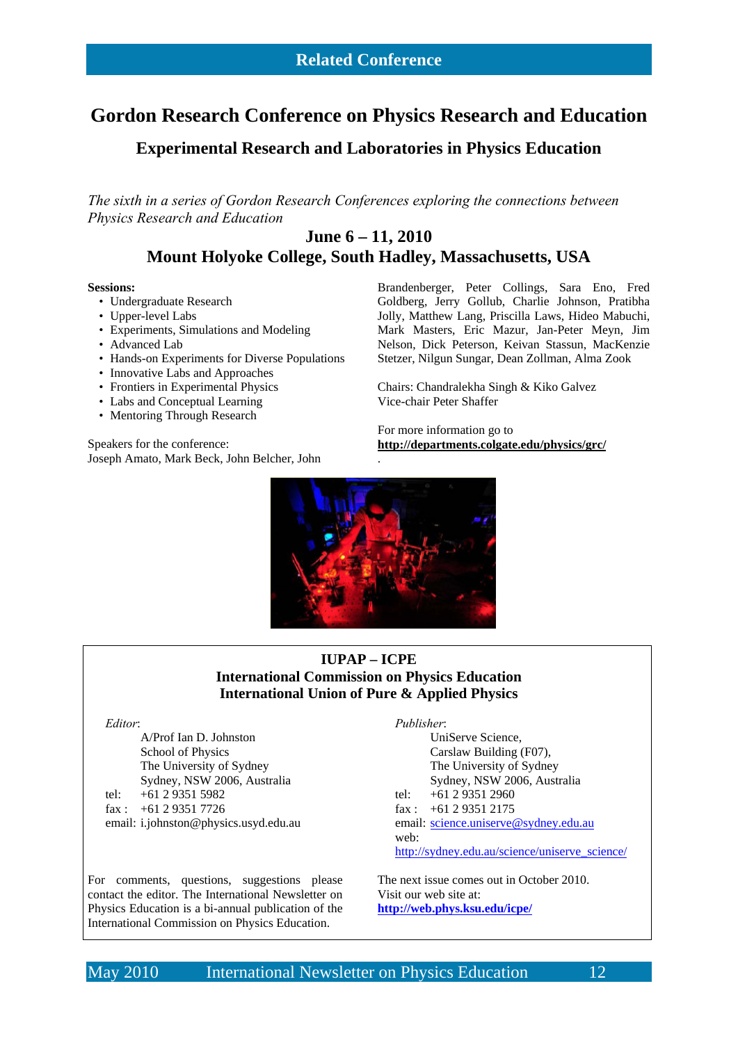## Related Conference

# Gordon Research Conference on Physics Research and Education

## Experimental Research and Laboratories in Physics Education

*The sixth in a series of Gordon Research Conferences exploring the connections between Physics Research and Education*

### June 6 – 11, 2010
### Mount Holyoke College, South Hadley, Massachusetts, USA

**Sessions:**

- Undergraduate Research
- Upper-level Labs
- Experiments, Simulations and Modeling
- Advanced Lab
- Hands-on Experiments for Diverse Populations
- Innovative Labs and Approaches
- Frontiers in Experimental Physics
- Labs and Conceptual Learning
- Mentoring Through Research

Speakers for the conference:
Joseph Amato, Mark Beck, John Belcher, John Brandenberger, Peter Collings, Sara Eno, Fred Goldberg, Jerry Gollub, Charlie Johnson, Pratibha Jolly, Matthew Lang, Priscilla Laws, Hideo Mabuchi, Mark Masters, Eric Mazur, Jan-Peter Meyn, Jim Nelson, Dick Peterson, Keivan Stassun, MacKenzie Stetzer, Nilgun Sungar, Dean Zollman, Alma Zook

Chairs: Chandralekha Singh & Kiko Galvez
Vice-chair Peter Shaffer

For more information go to
**http://departments.colgate.edu/physics/grc/**

---

**IUPAP – ICPE**
**International Commission on Physics Education**
**International Union of Pure & Applied Physics**

*Editor*:
A/Prof Ian D. Johnston
School of Physics
The University of Sydney
Sydney, NSW 2006, Australia
tel: +61 2 9351 5982
fax : +61 2 9351 7726
email: i.johnston@physics.usyd.edu.au

*Publisher*:
UniServe Science,
Carslaw Building (F07),
The University of Sydney
Sydney, NSW 2006, Australia
tel: +61 2 9351 2960
fax : +61 2 9351 2175
email: science.uniserve@sydney.edu.au
web: http://sydney.edu.au/science/uniserve_science/

For comments, questions, suggestions please contact the editor. The International Newsletter on Physics Education is a bi-annual publication of the International Commission on Physics Education.

The next issue comes out in October 2010.
Visit our web site at:
**http://web.phys.ksu.edu/icpe/**